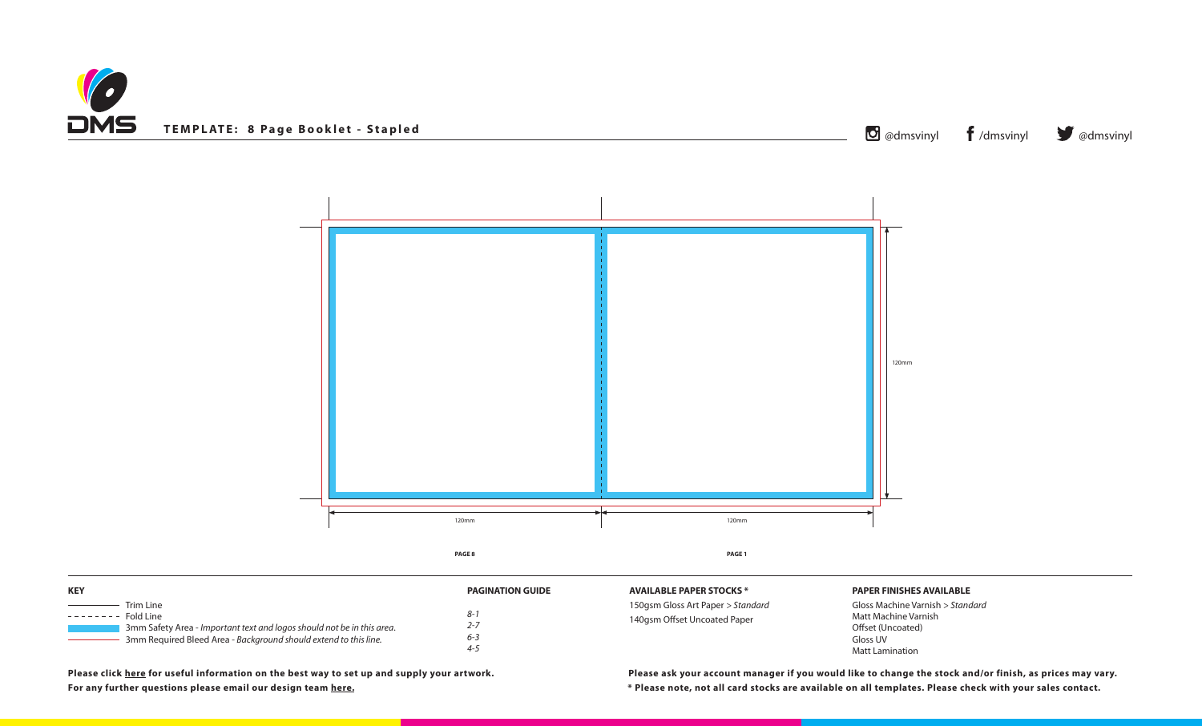# TEMPLATE: 8 Page Booklet - Stapled

@dmsvinyl /dmsvinyl @dmsvinyl

120mm

120mm 120mm

PAGE 8 PAGE 1

**KEY**

- Trim Line
- Fold Line
- 3mm Safety Area - *Important text and logos should not be in this area.*
- 3mm Required Bleed Area - *Background should extend to this line.*

**PAGINATION GUIDE**

*8-1*
*2-7*
*6-3*
*4-5*

**AVAILABLE PAPER STOCKS ***

150gsm Gloss Art Paper > *Standard*
140gsm Offset Uncoated Paper

**PAPER FINISHES AVAILABLE**

Gloss Machine Varnish > *Standard*
Matt Machine Varnish
Offset (Uncoated)
Gloss UV
Matt Lamination

**Please click here for useful information on the best way to set up and supply your artwork.**
**For any further questions please email our design team here.**

**Please ask your account manager if you would like to change the stock and/or finish, as prices may vary.**
*** Please note, not all card stocks are available on all templates. Please check with your sales contact.**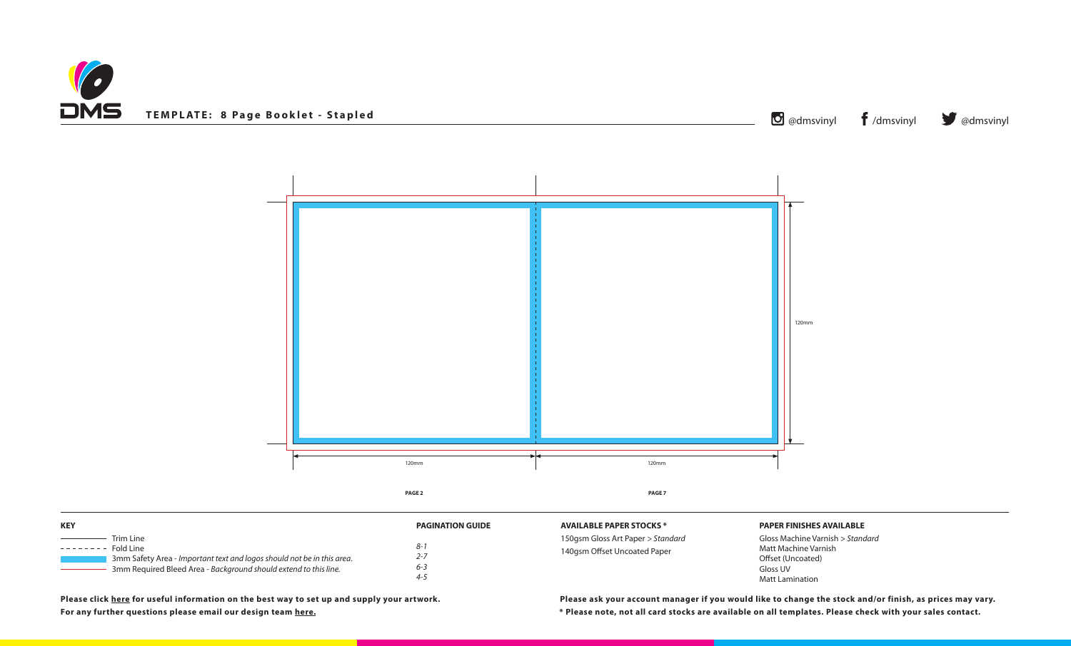**TEMPLATE: 8 Page Booklet - Stapled**

@dmsvinyl /dmsvinyl @dmsvinyl

120mm

120mm 120mm

**PAGE 2** **PAGE 7**

**KEY**

- Trim Line
- Fold Line
- 3mm Safety Area - *Important text and logos should not be in this area*.
- 3mm Required Bleed Area - *Background should extend to this line.*

**PAGINATION GUIDE**

*8-1*
*2-7*
*6-3*
*4-5*

**AVAILABLE PAPER STOCKS \***

150gsm Gloss Art Paper > *Standard*
140gsm Offset Uncoated Paper

**PAPER FINISHES AVAILABLE**

Gloss Machine Varnish > *Standard*
Matt Machine Varnish
Offset (Uncoated)
Gloss UV
Matt Lamination

**Please click here for useful information on the best way to set up and supply your artwork.**
**For any further questions please email our design team here.**

**Please ask your account manager if you would like to change the stock and/or finish, as prices may vary.**
**\* Please note, not all card stocks are available on all templates. Please check with your sales contact.**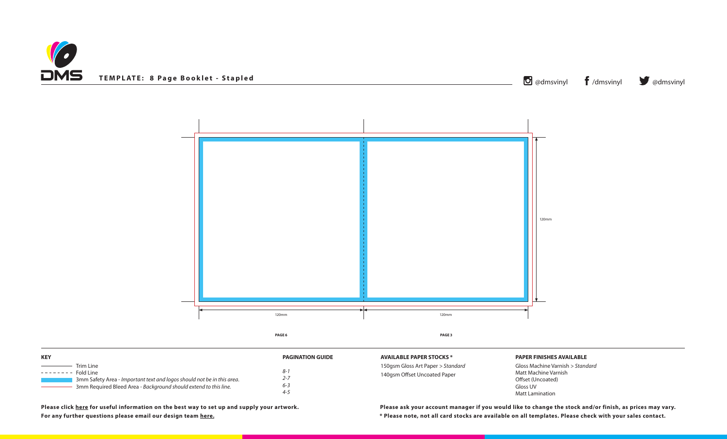# TEMPLATE: 8 Page Booklet - Stapled

@dmsvinyl /dmsvinyl @dmsvinyl

120mm

120mm 120mm

**PAGE 6** **PAGE 3**

**KEY**

- Trim Line
- Fold Line
- 3mm Safety Area - *Important text and logos should not be in this area.*
- 3mm Required Bleed Area - *Background should extend to this line.*

**PAGINATION GUIDE**

*8-1*
*2-7*
*6-3*
*4-5*

**AVAILABLE PAPER STOCKS ***

150gsm Gloss Art Paper > *Standard*
140gsm Offset Uncoated Paper

**PAPER FINISHES AVAILABLE**

Gloss Machine Varnish > *Standard*
Matt Machine Varnish
Offset (Uncoated)
Gloss UV
Matt Lamination

**Please click here for useful information on the best way to set up and supply your artwork.**
**For any further questions please email our design team here.**

**Please ask your account manager if you would like to change the stock and/or finish, as prices may vary.**
*** Please note, not all card stocks are available on all templates. Please check with your sales contact.**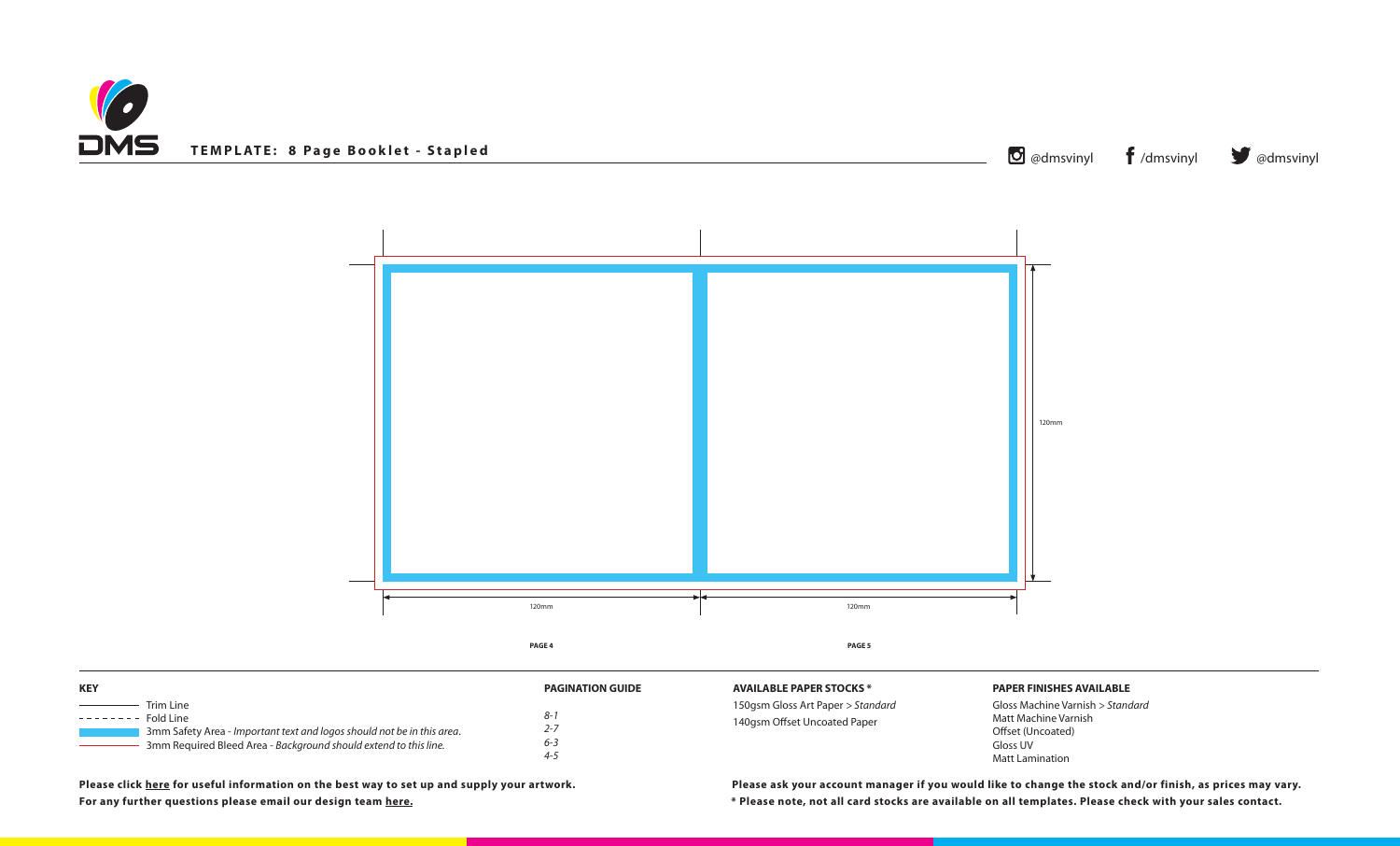**TEMPLATE: 8 Page Booklet - Stapled**

@dmsvinyl /dmsvinyl @dmsvinyl

120mm

120mm

120mm

PAGE 4

PAGE 5

**KEY**

Trim Line
Fold Line
3mm Safety Area - *Important text and logos should not be in this area.*
3mm Required Bleed Area - *Background should extend to this line.*

**PAGINATION GUIDE**

*8-1*
*2-7*
*6-3*
*4-5*

**AVAILABLE PAPER STOCKS ***

150gsm Gloss Art Paper > *Standard*
140gsm Offset Uncoated Paper

**PAPER FINISHES AVAILABLE**

Gloss Machine Varnish > *Standard*
Matt Machine Varnish
Offset (Uncoated)
Gloss UV
Matt Lamination

**Please click here for useful information on the best way to set up and supply your artwork.**
**For any further questions please email our design team here.**

**Please ask your account manager if you would like to change the stock and/or finish, as prices may vary.**
*** Please note, not all card stocks are available on all templates. Please check with your sales contact.**